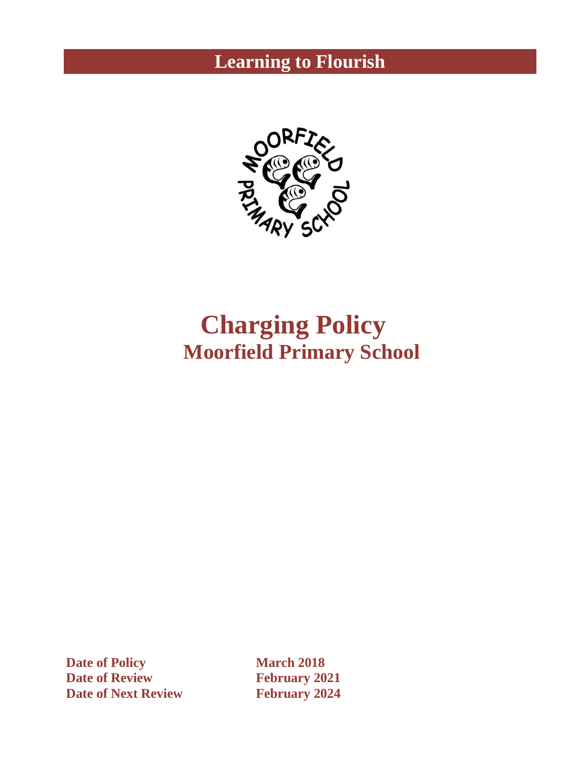**Learning to Flourish**

# Charging Policy

## Moorfield Primary School

| | |
|---|---|
| **Date of Policy** | **March 2018** |
| **Date of Review** | **February 2021** |
| **Date of Next Review** | **February 2024** |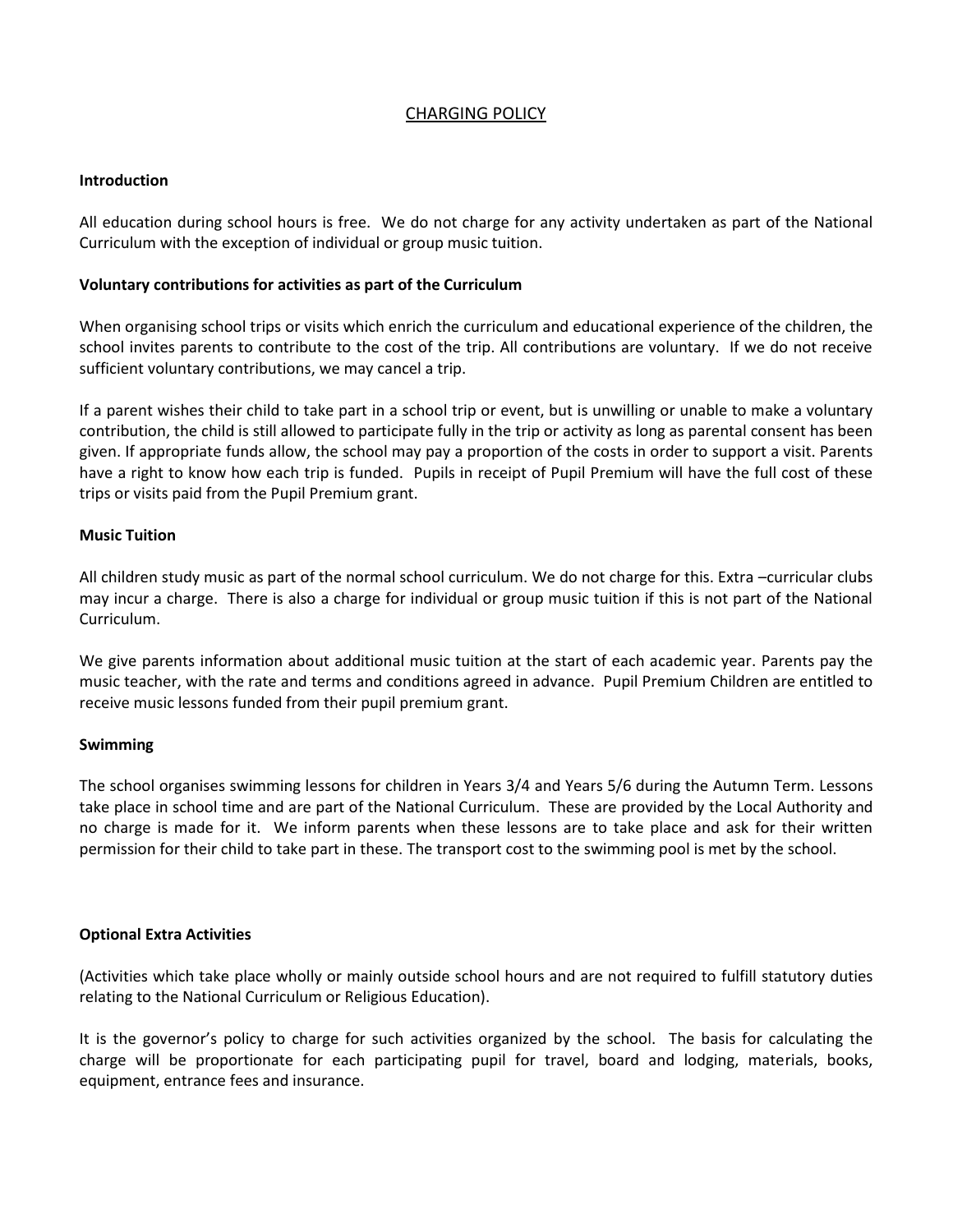# CHARGING POLICY

**Introduction**

All education during school hours is free. We do not charge for any activity undertaken as part of the National Curriculum with the exception of individual or group music tuition.

**Voluntary contributions for activities as part of the Curriculum**

When organising school trips or visits which enrich the curriculum and educational experience of the children, the school invites parents to contribute to the cost of the trip. All contributions are voluntary. If we do not receive sufficient voluntary contributions, we may cancel a trip.

If a parent wishes their child to take part in a school trip or event, but is unwilling or unable to make a voluntary contribution, the child is still allowed to participate fully in the trip or activity as long as parental consent has been given. If appropriate funds allow, the school may pay a proportion of the costs in order to support a visit. Parents have a right to know how each trip is funded. Pupils in receipt of Pupil Premium will have the full cost of these trips or visits paid from the Pupil Premium grant.

**Music Tuition**

All children study music as part of the normal school curriculum. We do not charge for this. Extra –curricular clubs may incur a charge. There is also a charge for individual or group music tuition if this is not part of the National Curriculum.

We give parents information about additional music tuition at the start of each academic year. Parents pay the music teacher, with the rate and terms and conditions agreed in advance. Pupil Premium Children are entitled to receive music lessons funded from their pupil premium grant.

**Swimming**

The school organises swimming lessons for children in Years 3/4 and Years 5/6 during the Autumn Term. Lessons take place in school time and are part of the National Curriculum. These are provided by the Local Authority and no charge is made for it. We inform parents when these lessons are to take place and ask for their written permission for their child to take part in these. The transport cost to the swimming pool is met by the school.

**Optional Extra Activities**

(Activities which take place wholly or mainly outside school hours and are not required to fulfill statutory duties relating to the National Curriculum or Religious Education).

It is the governor's policy to charge for such activities organized by the school. The basis for calculating the charge will be proportionate for each participating pupil for travel, board and lodging, materials, books, equipment, entrance fees and insurance.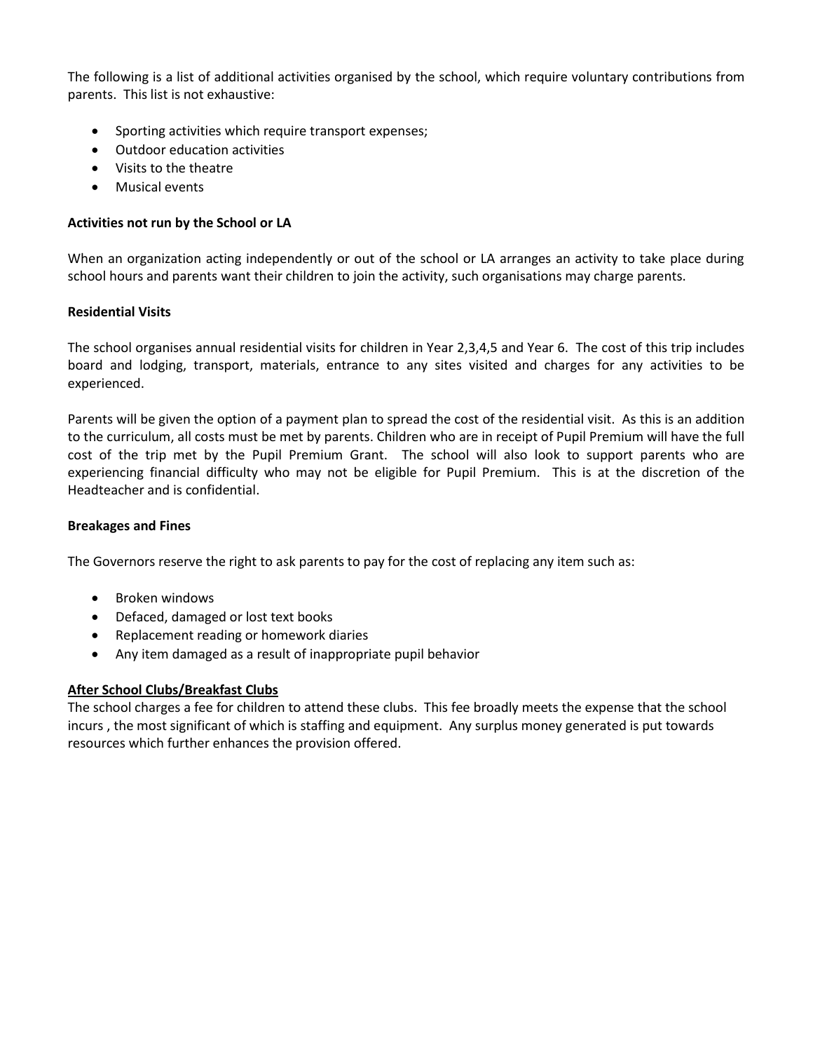The following is a list of additional activities organised by the school, which require voluntary contributions from parents. This list is not exhaustive:

- Sporting activities which require transport expenses;
- Outdoor education activities
- Visits to the theatre
- Musical events

**Activities not run by the School or LA**

When an organization acting independently or out of the school or LA arranges an activity to take place during school hours and parents want their children to join the activity, such organisations may charge parents.

**Residential Visits**

The school organises annual residential visits for children in Year 2,3,4,5 and Year 6. The cost of this trip includes board and lodging, transport, materials, entrance to any sites visited and charges for any activities to be experienced.

Parents will be given the option of a payment plan to spread the cost of the residential visit. As this is an addition to the curriculum, all costs must be met by parents. Children who are in receipt of Pupil Premium will have the full cost of the trip met by the Pupil Premium Grant. The school will also look to support parents who are experiencing financial difficulty who may not be eligible for Pupil Premium. This is at the discretion of the Headteacher and is confidential.

**Breakages and Fines**

The Governors reserve the right to ask parents to pay for the cost of replacing any item such as:

- Broken windows
- Defaced, damaged or lost text books
- Replacement reading or homework diaries
- Any item damaged as a result of inappropriate pupil behavior

**After School Clubs/Breakfast Clubs**

The school charges a fee for children to attend these clubs. This fee broadly meets the expense that the school incurs , the most significant of which is staffing and equipment. Any surplus money generated is put towards resources which further enhances the provision offered.